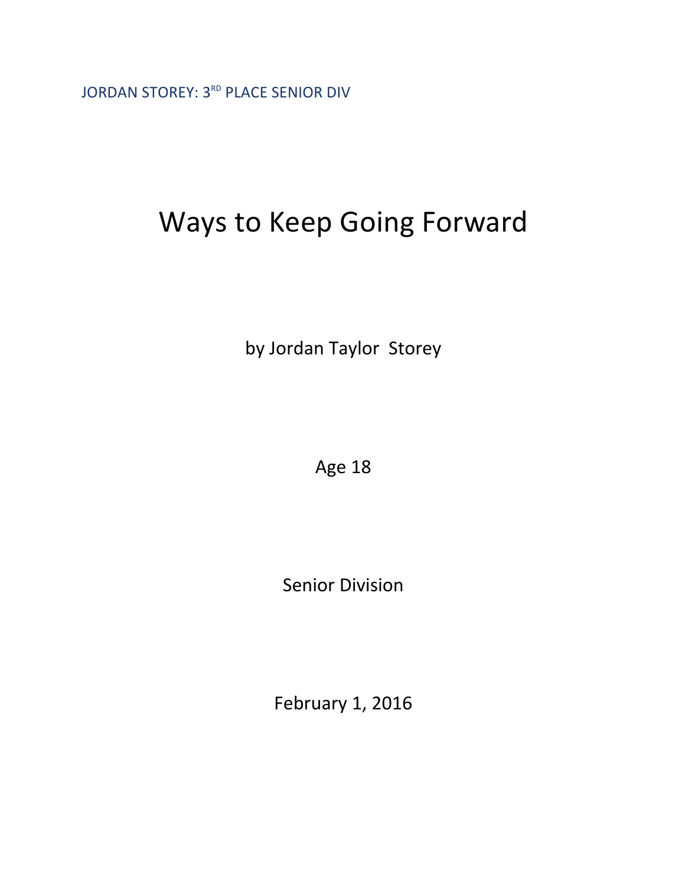JORDAN STOREY: 3RD PLACE SENIOR DIV

# Ways to Keep Going Forward

by Jordan Taylor Storey

Age 18

Senior Division

February 1, 2016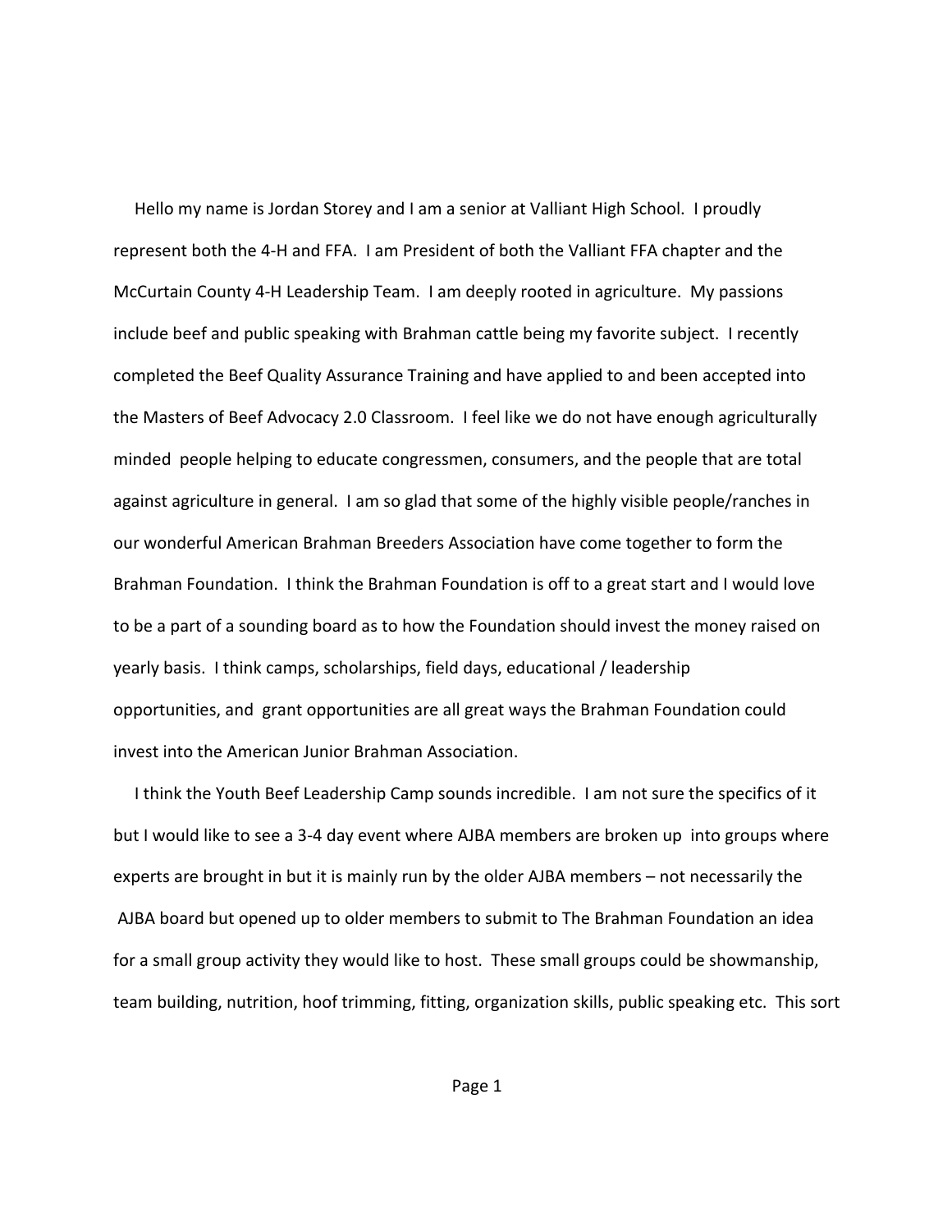Hello my name is Jordan Storey and I am a senior at Valliant High School. I proudly represent both the 4-H and FFA. I am President of both the Valliant FFA chapter and the McCurtain County 4-H Leadership Team. I am deeply rooted in agriculture. My passions include beef and public speaking with Brahman cattle being my favorite subject. I recently completed the Beef Quality Assurance Training and have applied to and been accepted into the Masters of Beef Advocacy 2.0 Classroom. I feel like we do not have enough agriculturally minded people helping to educate congressmen, consumers, and the people that are total against agriculture in general. I am so glad that some of the highly visible people/ranches in our wonderful American Brahman Breeders Association have come together to form the Brahman Foundation. I think the Brahman Foundation is off to a great start and I would love to be a part of a sounding board as to how the Foundation should invest the money raised on yearly basis. I think camps, scholarships, field days, educational / leadership opportunities, and grant opportunities are all great ways the Brahman Foundation could invest into the American Junior Brahman Association.

I think the Youth Beef Leadership Camp sounds incredible. I am not sure the specifics of it but I would like to see a 3-4 day event where AJBA members are broken up into groups where experts are brought in but it is mainly run by the older AJBA members – not necessarily the AJBA board but opened up to older members to submit to The Brahman Foundation an idea for a small group activity they would like to host. These small groups could be showmanship, team building, nutrition, hoof trimming, fitting, organization skills, public speaking etc. This sort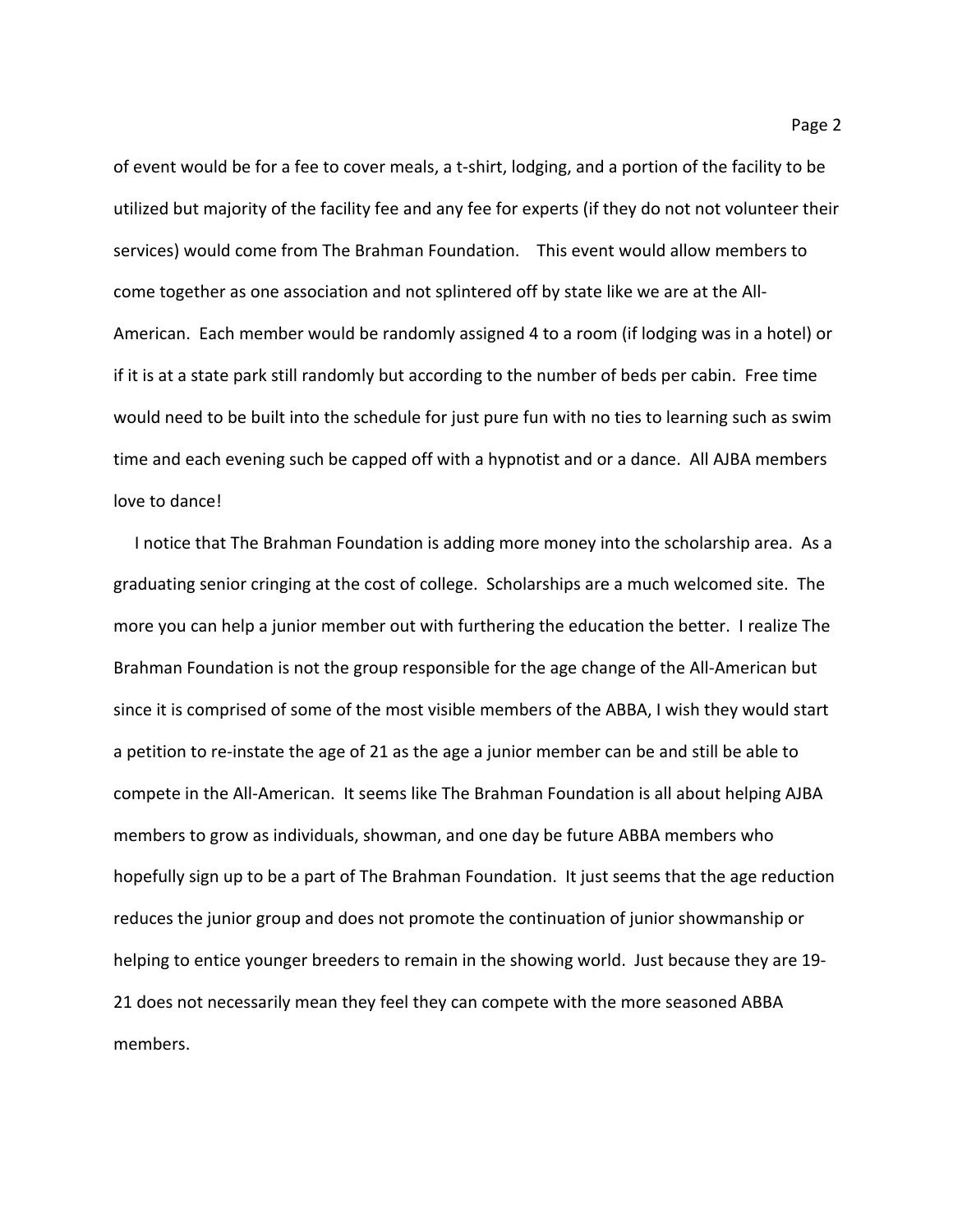of event would be for a fee to cover meals, a t-shirt, lodging, and a portion of the facility to be utilized but majority of the facility fee and any fee for experts (if they do not not volunteer their services) would come from The Brahman Foundation. This event would allow members to come together as one association and not splintered off by state like we are at the All-American. Each member would be randomly assigned 4 to a room (if lodging was in a hotel) or if it is at a state park still randomly but according to the number of beds per cabin. Free time would need to be built into the schedule for just pure fun with no ties to learning such as swim time and each evening such be capped off with a hypnotist and or a dance. All AJBA members love to dance!

I notice that The Brahman Foundation is adding more money into the scholarship area. As a graduating senior cringing at the cost of college. Scholarships are a much welcomed site. The more you can help a junior member out with furthering the education the better. I realize The Brahman Foundation is not the group responsible for the age change of the All-American but since it is comprised of some of the most visible members of the ABBA, I wish they would start a petition to re-instate the age of 21 as the age a junior member can be and still be able to compete in the All-American. It seems like The Brahman Foundation is all about helping AJBA members to grow as individuals, showman, and one day be future ABBA members who hopefully sign up to be a part of The Brahman Foundation. It just seems that the age reduction reduces the junior group and does not promote the continuation of junior showmanship or helping to entice younger breeders to remain in the showing world. Just because they are 19-21 does not necessarily mean they feel they can compete with the more seasoned ABBA members.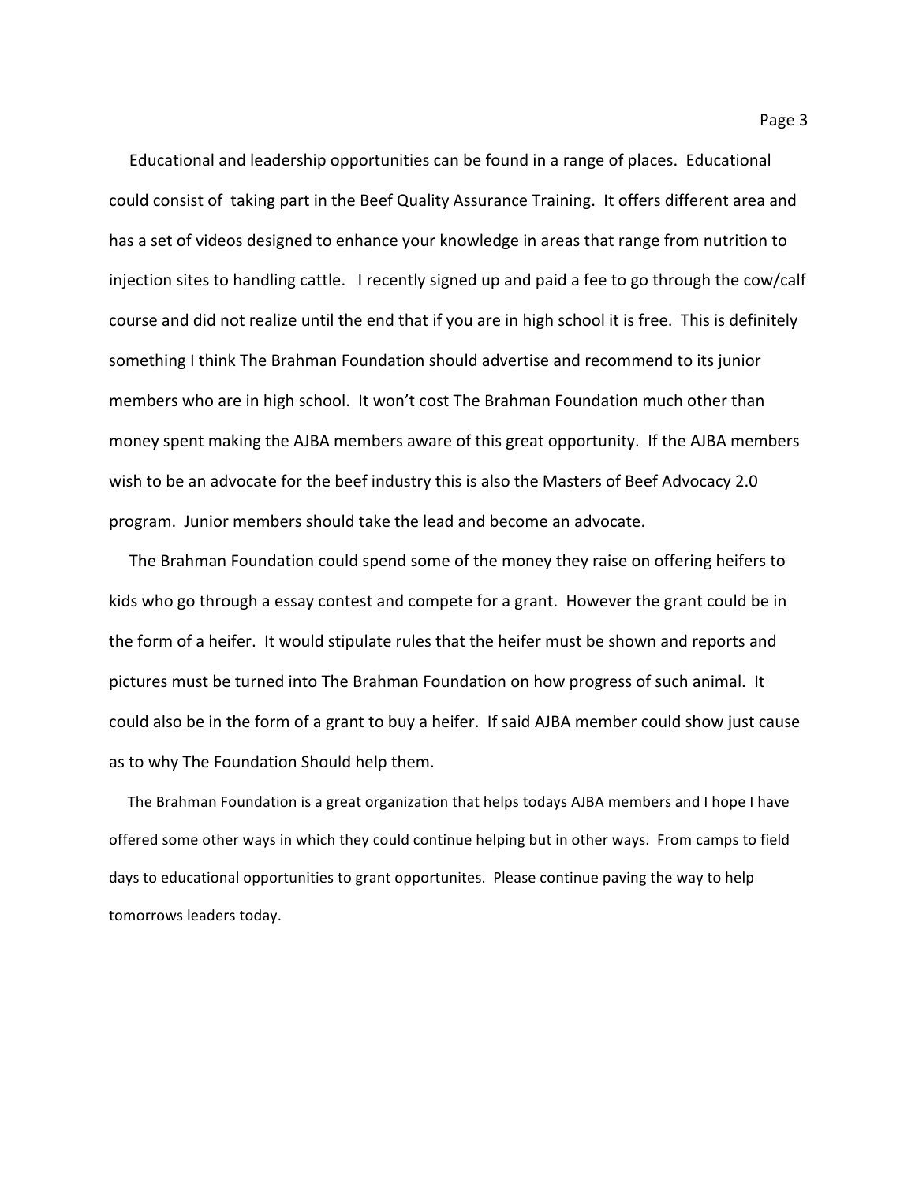Educational and leadership opportunities can be found in a range of places. Educational could consist of taking part in the Beef Quality Assurance Training. It offers different area and has a set of videos designed to enhance your knowledge in areas that range from nutrition to injection sites to handling cattle. I recently signed up and paid a fee to go through the cow/calf course and did not realize until the end that if you are in high school it is free. This is definitely something I think The Brahman Foundation should advertise and recommend to its junior members who are in high school. It won't cost The Brahman Foundation much other than money spent making the AJBA members aware of this great opportunity. If the AJBA members wish to be an advocate for the beef industry this is also the Masters of Beef Advocacy 2.0 program. Junior members should take the lead and become an advocate.

The Brahman Foundation could spend some of the money they raise on offering heifers to kids who go through a essay contest and compete for a grant. However the grant could be in the form of a heifer. It would stipulate rules that the heifer must be shown and reports and pictures must be turned into The Brahman Foundation on how progress of such animal. It could also be in the form of a grant to buy a heifer. If said AJBA member could show just cause as to why The Foundation Should help them.

The Brahman Foundation is a great organization that helps todays AJBA members and I hope I have offered some other ways in which they could continue helping but in other ways. From camps to field days to educational opportunities to grant opportunites. Please continue paving the way to help tomorrows leaders today.